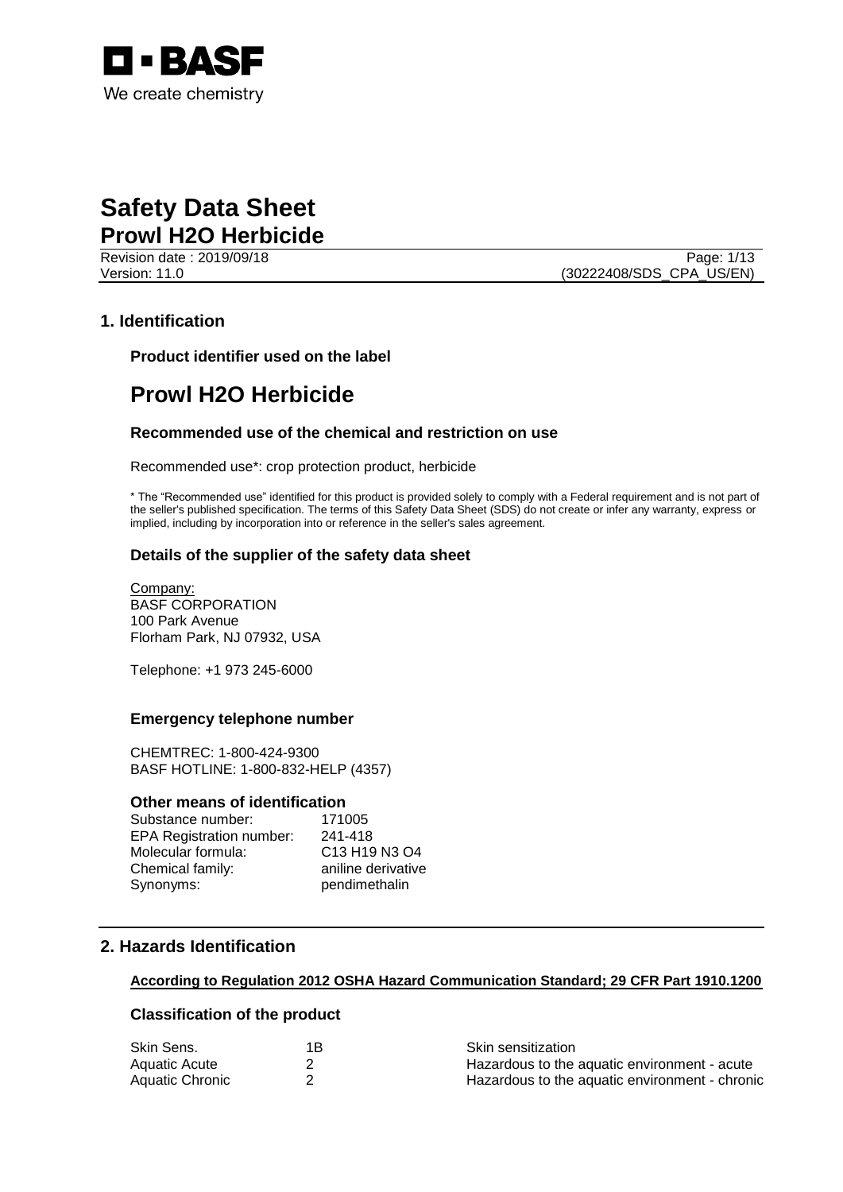# Safety Data Sheet

## Prowl H2O Herbicide

Revision date : 2019/09/18
Version: 11.0
(30222408/SDS_CPA_US/EN)

## 1. Identification

### Product identifier used on the label

# Prowl H2O Herbicide

### Recommended use of the chemical and restriction on use

Recommended use*: crop protection product, herbicide

* The "Recommended use" identified for this product is provided solely to comply with a Federal requirement and is not part of the seller's published specification. The terms of this Safety Data Sheet (SDS) do not create or infer any warranty, express or implied, including by incorporation into or reference in the seller's sales agreement.

### Details of the supplier of the safety data sheet

Company:
BASF CORPORATION
100 Park Avenue
Florham Park, NJ 07932, USA

Telephone: +1 973 245-6000

### Emergency telephone number

CHEMTREC: 1-800-424-9300
BASF HOTLINE: 1-800-832-HELP (4357)

### Other means of identification

| | |
|---|---|
| Substance number: | 171005 |
| EPA Registration number: | 241-418 |
| Molecular formula: | $C_{13}H_{19}N_3O_4$ |
| Chemical family: | aniline derivative |
| Synonyms: | pendimethalin |

## 2. Hazards Identification

**According to Regulation 2012 OSHA Hazard Communication Standard; 29 CFR Part 1910.1200**

### Classification of the product

| | | |
|---|---|---|
| Skin Sens. | 1B | Skin sensitization |
| Aquatic Acute | 2 | Hazardous to the aquatic environment - acute |
| Aquatic Chronic | 2 | Hazardous to the aquatic environment - chronic |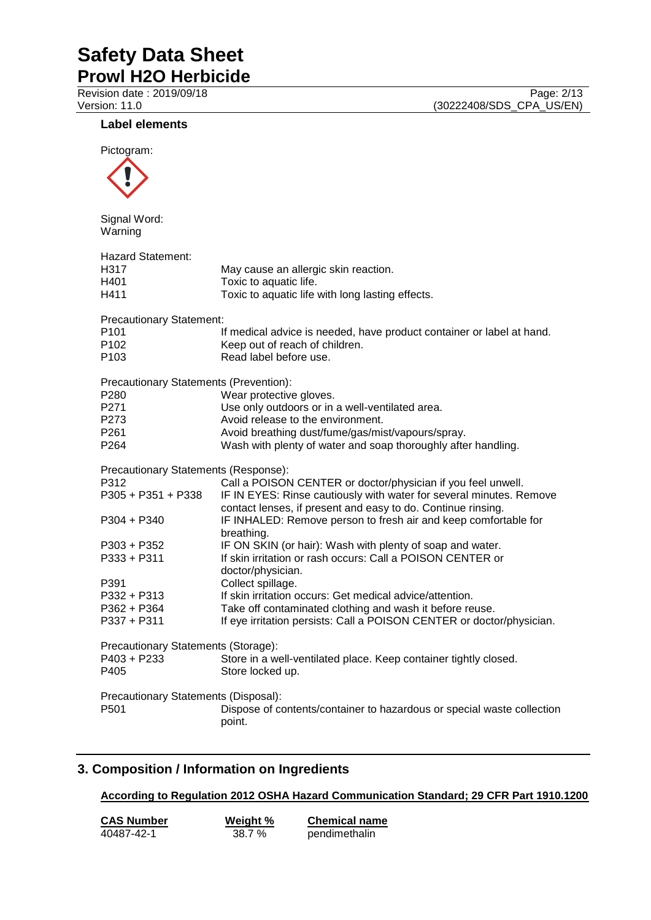**Label elements**

Pictogram:

Signal Word:
Warning

Hazard Statement:

| | |
|---|---|
| H317 | May cause an allergic skin reaction. |
| H401 | Toxic to aquatic life. |
| H411 | Toxic to aquatic life with long lasting effects. |

Precautionary Statement:

| | |
|---|---|
| P101 | If medical advice is needed, have product container or label at hand. |
| P102 | Keep out of reach of children. |
| P103 | Read label before use. |

Precautionary Statements (Prevention):

| | |
|---|---|
| P280 | Wear protective gloves. |
| P271 | Use only outdoors or in a well-ventilated area. |
| P273 | Avoid release to the environment. |
| P261 | Avoid breathing dust/fume/gas/mist/vapours/spray. |
| P264 | Wash with plenty of water and soap thoroughly after handling. |

Precautionary Statements (Response):

| | |
|---|---|
| P312 | Call a POISON CENTER or doctor/physician if you feel unwell. |
| P305 + P351 + P338 | IF IN EYES: Rinse cautiously with water for several minutes. Remove contact lenses, if present and easy to do. Continue rinsing. |
| P304 + P340 | IF INHALED: Remove person to fresh air and keep comfortable for breathing. |
| P303 + P352 | IF ON SKIN (or hair): Wash with plenty of soap and water. |
| P333 + P311 | If skin irritation or rash occurs: Call a POISON CENTER or doctor/physician. |
| P391 | Collect spillage. |
| P332 + P313 | If skin irritation occurs: Get medical advice/attention. |
| P362 + P364 | Take off contaminated clothing and wash it before reuse. |
| P337 + P311 | If eye irritation persists: Call a POISON CENTER or doctor/physician. |

Precautionary Statements (Storage):

| | |
|---|---|
| P403 + P233 | Store in a well-ventilated place. Keep container tightly closed. |
| P405 | Store locked up. |

Precautionary Statements (Disposal):

| | |
|---|---|
| P501 | Dispose of contents/container to hazardous or special waste collection point. |

## 3. Composition / Information on Ingredients

**According to Regulation 2012 OSHA Hazard Communication Standard; 29 CFR Part 1910.1200**

| CAS Number | Weight % | Chemical name |
|---|---|---|
| 40487-42-1 | 38.7 % | pendimethalin |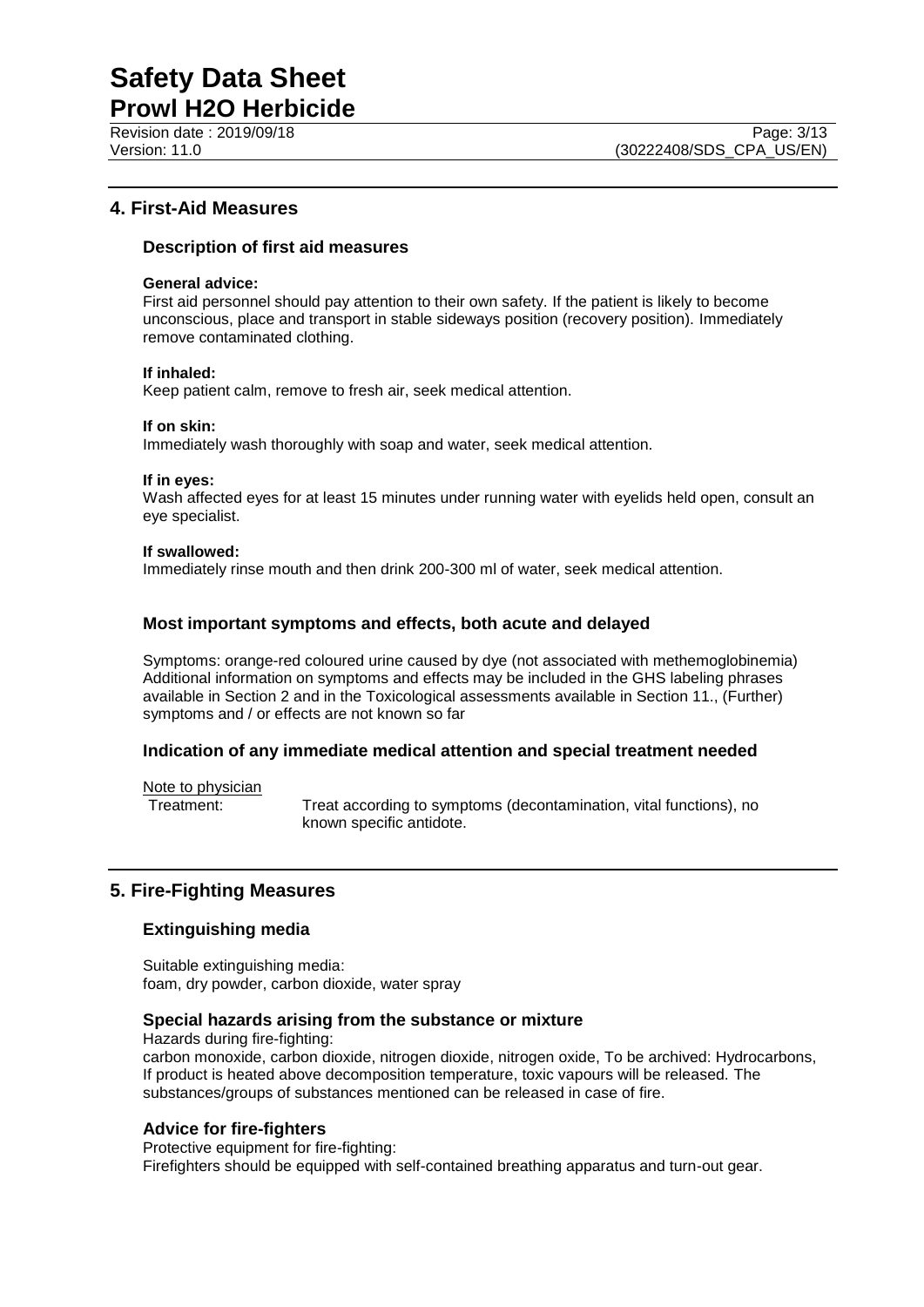## 4. First-Aid Measures

### Description of first aid measures

**General advice:**
First aid personnel should pay attention to their own safety. If the patient is likely to become unconscious, place and transport in stable sideways position (recovery position). Immediately remove contaminated clothing.

**If inhaled:**
Keep patient calm, remove to fresh air, seek medical attention.

**If on skin:**
Immediately wash thoroughly with soap and water, seek medical attention.

**If in eyes:**
Wash affected eyes for at least 15 minutes under running water with eyelids held open, consult an eye specialist.

**If swallowed:**
Immediately rinse mouth and then drink 200-300 ml of water, seek medical attention.

### Most important symptoms and effects, both acute and delayed

Symptoms: orange-red coloured urine caused by dye (not associated with methemoglobinemia)
Additional information on symptoms and effects may be included in the GHS labeling phrases available in Section 2 and in the Toxicological assessments available in Section 11., (Further) symptoms and / or effects are not known so far

### Indication of any immediate medical attention and special treatment needed

Note to physician

Treatment: Treat according to symptoms (decontamination, vital functions), no known specific antidote.

## 5. Fire-Fighting Measures

### Extinguishing media

Suitable extinguishing media:
foam, dry powder, carbon dioxide, water spray

### Special hazards arising from the substance or mixture

Hazards during fire-fighting:
carbon monoxide, carbon dioxide, nitrogen dioxide, nitrogen oxide, To be archived: Hydrocarbons, If product is heated above decomposition temperature, toxic vapours will be released. The substances/groups of substances mentioned can be released in case of fire.

### Advice for fire-fighters

Protective equipment for fire-fighting:
Firefighters should be equipped with self-contained breathing apparatus and turn-out gear.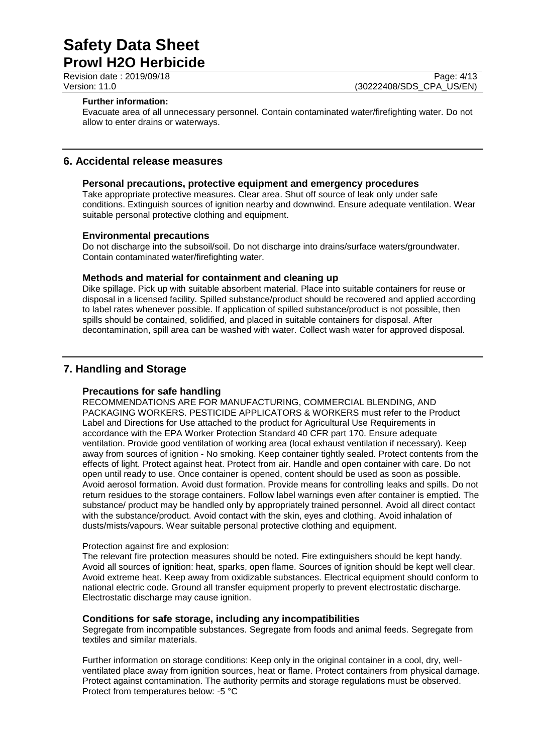**Further information:**

Evacuate area of all unnecessary personnel. Contain contaminated water/firefighting water. Do not allow to enter drains or waterways.

## 6. Accidental release measures

### Personal precautions, protective equipment and emergency procedures

Take appropriate protective measures. Clear area. Shut off source of leak only under safe conditions. Extinguish sources of ignition nearby and downwind. Ensure adequate ventilation. Wear suitable personal protective clothing and equipment.

### Environmental precautions

Do not discharge into the subsoil/soil. Do not discharge into drains/surface waters/groundwater. Contain contaminated water/firefighting water.

### Methods and material for containment and cleaning up

Dike spillage. Pick up with suitable absorbent material. Place into suitable containers for reuse or disposal in a licensed facility. Spilled substance/product should be recovered and applied according to label rates whenever possible. If application of spilled substance/product is not possible, then spills should be contained, solidified, and placed in suitable containers for disposal. After decontamination, spill area can be washed with water. Collect wash water for approved disposal.

## 7. Handling and Storage

### Precautions for safe handling

RECOMMENDATIONS ARE FOR MANUFACTURING, COMMERCIAL BLENDING, AND PACKAGING WORKERS. PESTICIDE APPLICATORS & WORKERS must refer to the Product Label and Directions for Use attached to the product for Agricultural Use Requirements in accordance with the EPA Worker Protection Standard 40 CFR part 170. Ensure adequate ventilation. Provide good ventilation of working area (local exhaust ventilation if necessary). Keep away from sources of ignition - No smoking. Keep container tightly sealed. Protect contents from the effects of light. Protect against heat. Protect from air. Handle and open container with care. Do not open until ready to use. Once container is opened, content should be used as soon as possible. Avoid aerosol formation. Avoid dust formation. Provide means for controlling leaks and spills. Do not return residues to the storage containers. Follow label warnings even after container is emptied. The substance/ product may be handled only by appropriately trained personnel. Avoid all direct contact with the substance/product. Avoid contact with the skin, eyes and clothing. Avoid inhalation of dusts/mists/vapours. Wear suitable personal protective clothing and equipment.

Protection against fire and explosion:

The relevant fire protection measures should be noted. Fire extinguishers should be kept handy. Avoid all sources of ignition: heat, sparks, open flame. Sources of ignition should be kept well clear. Avoid extreme heat. Keep away from oxidizable substances. Electrical equipment should conform to national electric code. Ground all transfer equipment properly to prevent electrostatic discharge. Electrostatic discharge may cause ignition.

### Conditions for safe storage, including any incompatibilities

Segregate from incompatible substances. Segregate from foods and animal feeds. Segregate from textiles and similar materials.

Further information on storage conditions: Keep only in the original container in a cool, dry, well-ventilated place away from ignition sources, heat or flame. Protect containers from physical damage. Protect against contamination. The authority permits and storage regulations must be observed. Protect from temperatures below: -5 °C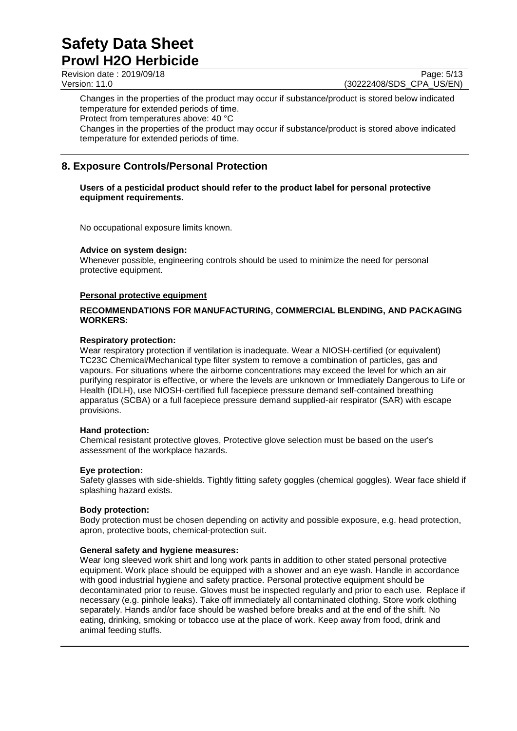Changes in the properties of the product may occur if substance/product is stored below indicated temperature for extended periods of time.
Protect from temperatures above: 40 °C
Changes in the properties of the product may occur if substance/product is stored above indicated temperature for extended periods of time.

## 8. Exposure Controls/Personal Protection

**Users of a pesticidal product should refer to the product label for personal protective equipment requirements.**

No occupational exposure limits known.

**Advice on system design:**
Whenever possible, engineering controls should be used to minimize the need for personal protective equipment.

**Personal protective equipment**

**RECOMMENDATIONS FOR MANUFACTURING, COMMERCIAL BLENDING, AND PACKAGING WORKERS:**

**Respiratory protection:**
Wear respiratory protection if ventilation is inadequate. Wear a NIOSH-certified (or equivalent) TC23C Chemical/Mechanical type filter system to remove a combination of particles, gas and vapours. For situations where the airborne concentrations may exceed the level for which an air purifying respirator is effective, or where the levels are unknown or Immediately Dangerous to Life or Health (IDLH), use NIOSH-certified full facepiece pressure demand self-contained breathing apparatus (SCBA) or a full facepiece pressure demand supplied-air respirator (SAR) with escape provisions.

**Hand protection:**
Chemical resistant protective gloves, Protective glove selection must be based on the user's assessment of the workplace hazards.

**Eye protection:**
Safety glasses with side-shields. Tightly fitting safety goggles (chemical goggles). Wear face shield if splashing hazard exists.

**Body protection:**
Body protection must be chosen depending on activity and possible exposure, e.g. head protection, apron, protective boots, chemical-protection suit.

**General safety and hygiene measures:**
Wear long sleeved work shirt and long work pants in addition to other stated personal protective equipment. Work place should be equipped with a shower and an eye wash. Handle in accordance with good industrial hygiene and safety practice. Personal protective equipment should be decontaminated prior to reuse. Gloves must be inspected regularly and prior to each use. Replace if necessary (e.g. pinhole leaks). Take off immediately all contaminated clothing. Store work clothing separately. Hands and/or face should be washed before breaks and at the end of the shift. No eating, drinking, smoking or tobacco use at the place of work. Keep away from food, drink and animal feeding stuffs.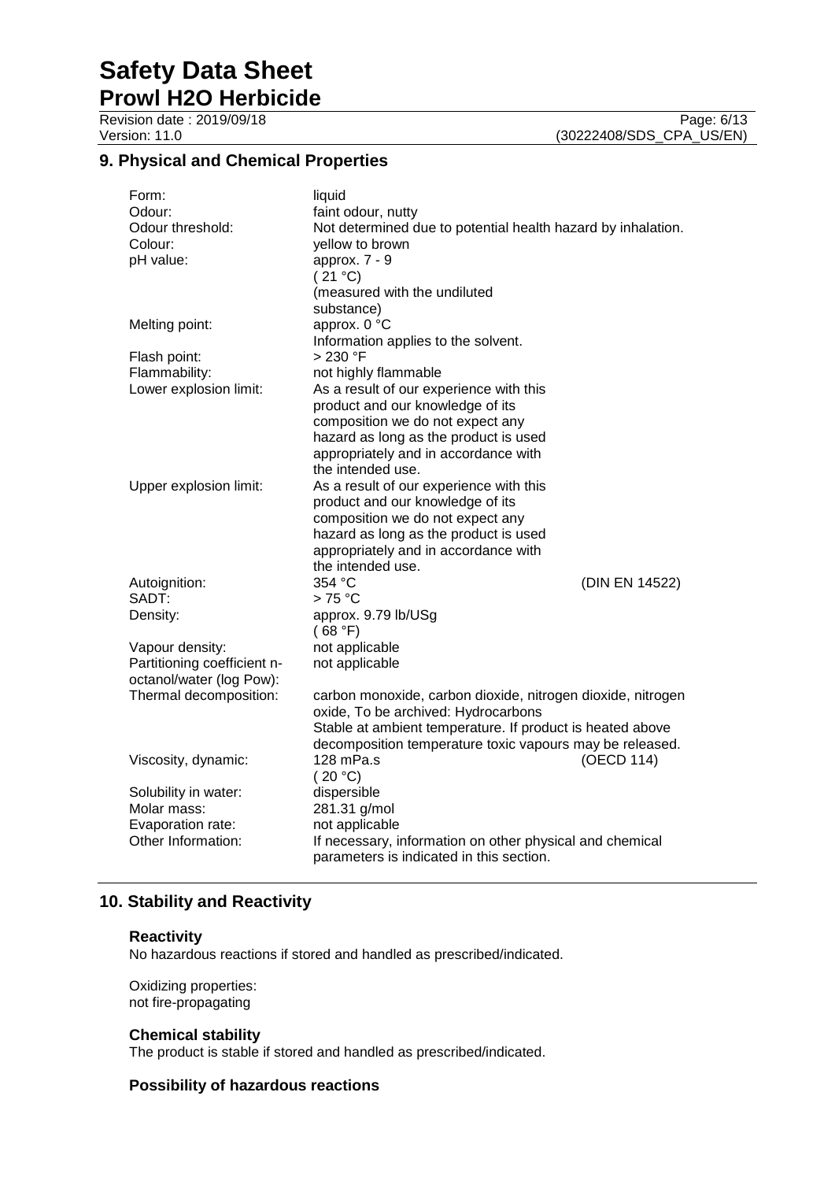## 9. Physical and Chemical Properties

| | | |
|---|---|---|
| Form: | liquid | |
| Odour: | faint odour, nutty | |
| Odour threshold: | Not determined due to potential health hazard by inhalation. | |
| Colour: | yellow to brown | |
| pH value: | approx. 7 - 9 ( 21 °C) (measured with the undiluted substance) | |
| Melting point: | approx. 0 °C Information applies to the solvent. | |
| Flash point: | > 230 °F | |
| Flammability: | not highly flammable | |
| Lower explosion limit: | As a result of our experience with this product and our knowledge of its composition we do not expect any hazard as long as the product is used appropriately and in accordance with the intended use. | |
| Upper explosion limit: | As a result of our experience with this product and our knowledge of its composition we do not expect any hazard as long as the product is used appropriately and in accordance with the intended use. | |
| Autoignition: | 354 °C | (DIN EN 14522) |
| SADT: | > 75 °C | |
| Density: | approx. 9.79 lb/USg ( 68 °F) | |
| Vapour density: | not applicable | |
| Partitioning coefficient n-octanol/water (log Pow): | not applicable | |
| Thermal decomposition: | carbon monoxide, carbon dioxide, nitrogen dioxide, nitrogen oxide, To be archived: Hydrocarbons Stable at ambient temperature. If product is heated above decomposition temperature toxic vapours may be released. | |
| Viscosity, dynamic: | 128 mPa.s ( 20 °C) | (OECD 114) |
| Solubility in water: | dispersible | |
| Molar mass: | 281.31 g/mol | |
| Evaporation rate: | not applicable | |
| Other Information: | If necessary, information on other physical and chemical parameters is indicated in this section. | |

## 10. Stability and Reactivity

### Reactivity

No hazardous reactions if stored and handled as prescribed/indicated.

Oxidizing properties:
not fire-propagating

### Chemical stability

The product is stable if stored and handled as prescribed/indicated.

### Possibility of hazardous reactions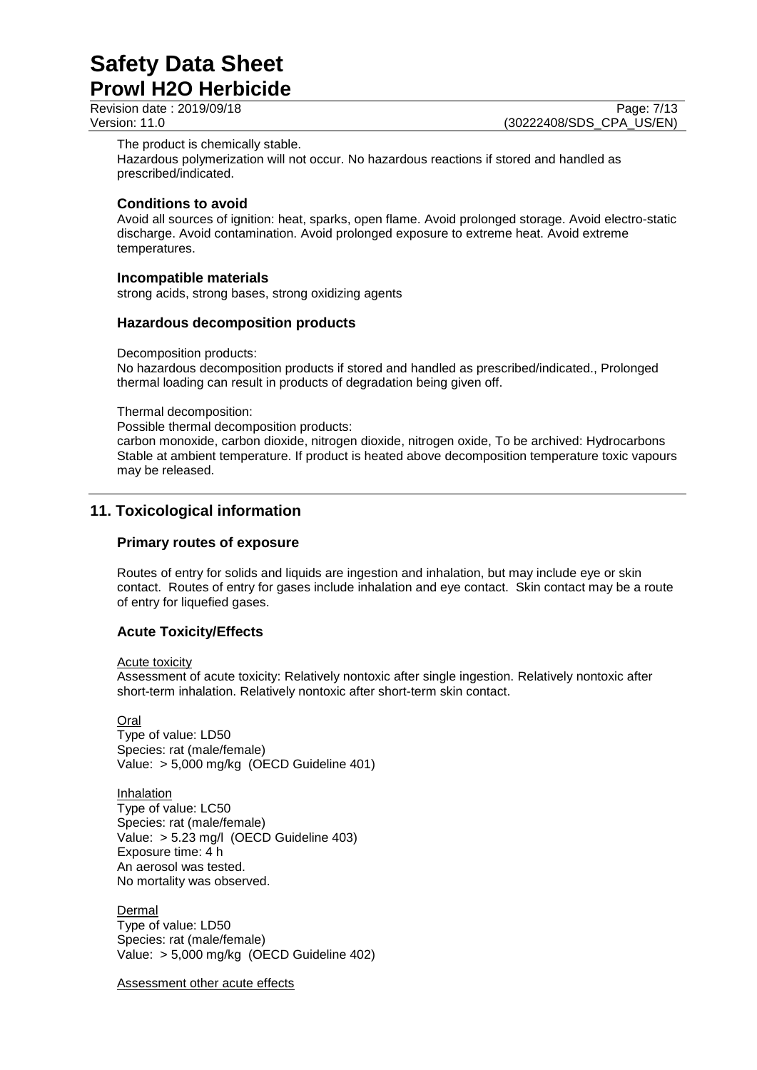The product is chemically stable.
Hazardous polymerization will not occur. No hazardous reactions if stored and handled as prescribed/indicated.

### Conditions to avoid

Avoid all sources of ignition: heat, sparks, open flame. Avoid prolonged storage. Avoid electro-static discharge. Avoid contamination. Avoid prolonged exposure to extreme heat. Avoid extreme temperatures.

### Incompatible materials

strong acids, strong bases, strong oxidizing agents

### Hazardous decomposition products

Decomposition products:
No hazardous decomposition products if stored and handled as prescribed/indicated., Prolonged thermal loading can result in products of degradation being given off.

Thermal decomposition:
Possible thermal decomposition products:
carbon monoxide, carbon dioxide, nitrogen dioxide, nitrogen oxide, To be archived: Hydrocarbons
Stable at ambient temperature. If product is heated above decomposition temperature toxic vapours may be released.

## 11. Toxicological information

### Primary routes of exposure

Routes of entry for solids and liquids are ingestion and inhalation, but may include eye or skin contact. Routes of entry for gases include inhalation and eye contact. Skin contact may be a route of entry for liquefied gases.

### Acute Toxicity/Effects

Acute toxicity
Assessment of acute toxicity: Relatively nontoxic after single ingestion. Relatively nontoxic after short-term inhalation. Relatively nontoxic after short-term skin contact.

Oral
Type of value: LD50
Species: rat (male/female)
Value: > 5,000 mg/kg (OECD Guideline 401)

Inhalation
Type of value: LC50
Species: rat (male/female)
Value: > 5.23 mg/l (OECD Guideline 403)
Exposure time: 4 h
An aerosol was tested.
No mortality was observed.

Dermal
Type of value: LD50
Species: rat (male/female)
Value: > 5,000 mg/kg (OECD Guideline 402)

Assessment other acute effects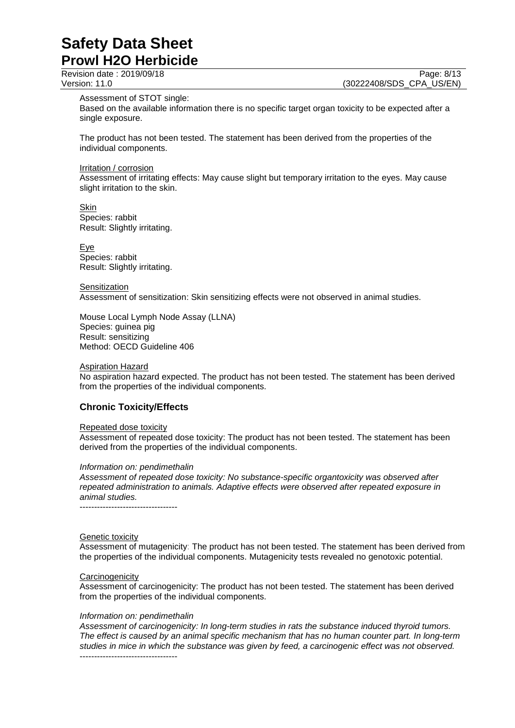Assessment of STOT single:
Based on the available information there is no specific target organ toxicity to be expected after a single exposure.

The product has not been tested. The statement has been derived from the properties of the individual components.

Irritation / corrosion
Assessment of irritating effects: May cause slight but temporary irritation to the eyes. May cause slight irritation to the skin.

Skin
Species: rabbit
Result: Slightly irritating.

Eye
Species: rabbit
Result: Slightly irritating.

Sensitization
Assessment of sensitization: Skin sensitizing effects were not observed in animal studies.

Mouse Local Lymph Node Assay (LLNA)
Species: guinea pig
Result: sensitizing
Method: OECD Guideline 406

Aspiration Hazard
No aspiration hazard expected. The product has not been tested. The statement has been derived from the properties of the individual components.

## Chronic Toxicity/Effects

Repeated dose toxicity
Assessment of repeated dose toxicity: The product has not been tested. The statement has been derived from the properties of the individual components.

*Information on: pendimethalin*
*Assessment of repeated dose toxicity: No substance-specific organtoxicity was observed after repeated administration to animals. Adaptive effects were observed after repeated exposure in animal studies.*
----------------------------------

Genetic toxicity
Assessment of mutagenicity: The product has not been tested. The statement has been derived from the properties of the individual components. Mutagenicity tests revealed no genotoxic potential.

Carcinogenicity
Assessment of carcinogenicity: The product has not been tested. The statement has been derived from the properties of the individual components.

*Information on: pendimethalin*
*Assessment of carcinogenicity: In long-term studies in rats the substance induced thyroid tumors. The effect is caused by an animal specific mechanism that has no human counter part. In long-term studies in mice in which the substance was given by feed, a carcinogenic effect was not observed.*
----------------------------------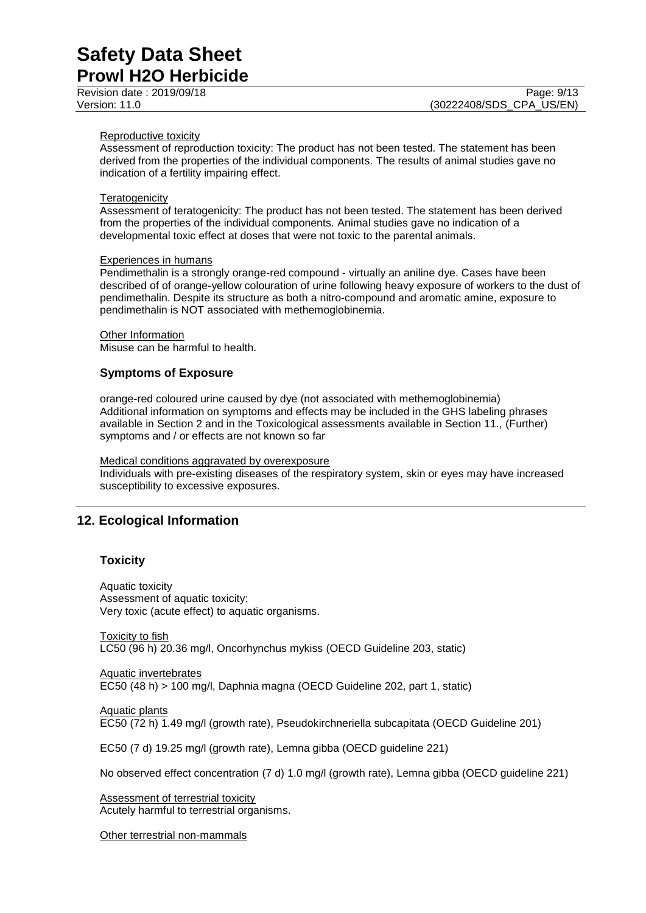Reproductive toxicity

Assessment of reproduction toxicity: The product has not been tested. The statement has been derived from the properties of the individual components. The results of animal studies gave no indication of a fertility impairing effect.

Teratogenicity

Assessment of teratogenicity: The product has not been tested. The statement has been derived from the properties of the individual components. Animal studies gave no indication of a developmental toxic effect at doses that were not toxic to the parental animals.

Experiences in humans

Pendimethalin is a strongly orange-red compound - virtually an aniline dye. Cases have been described of of orange-yellow colouration of urine following heavy exposure of workers to the dust of pendimethalin. Despite its structure as both a nitro-compound and aromatic amine, exposure to pendimethalin is NOT associated with methemoglobinemia.

Other Information

Misuse can be harmful to health.

### Symptoms of Exposure

orange-red coloured urine caused by dye (not associated with methemoglobinemia)
Additional information on symptoms and effects may be included in the GHS labeling phrases available in Section 2 and in the Toxicological assessments available in Section 11., (Further) symptoms and / or effects are not known so far

Medical conditions aggravated by overexposure

Individuals with pre-existing diseases of the respiratory system, skin or eyes may have increased susceptibility to excessive exposures.

## 12. Ecological Information

### Toxicity

Aquatic toxicity
Assessment of aquatic toxicity:
Very toxic (acute effect) to aquatic organisms.

Toxicity to fish

LC50 (96 h) 20.36 mg/l, Oncorhynchus mykiss (OECD Guideline 203, static)

Aquatic invertebrates

EC50 (48 h) > 100 mg/l, Daphnia magna (OECD Guideline 202, part 1, static)

Aquatic plants

EC50 (72 h) 1.49 mg/l (growth rate), Pseudokirchneriella subcapitata (OECD Guideline 201)

EC50 (7 d) 19.25 mg/l (growth rate), Lemna gibba (OECD guideline 221)

No observed effect concentration (7 d) 1.0 mg/l (growth rate), Lemna gibba (OECD guideline 221)

Assessment of terrestrial toxicity

Acutely harmful to terrestrial organisms.

Other terrestrial non-mammals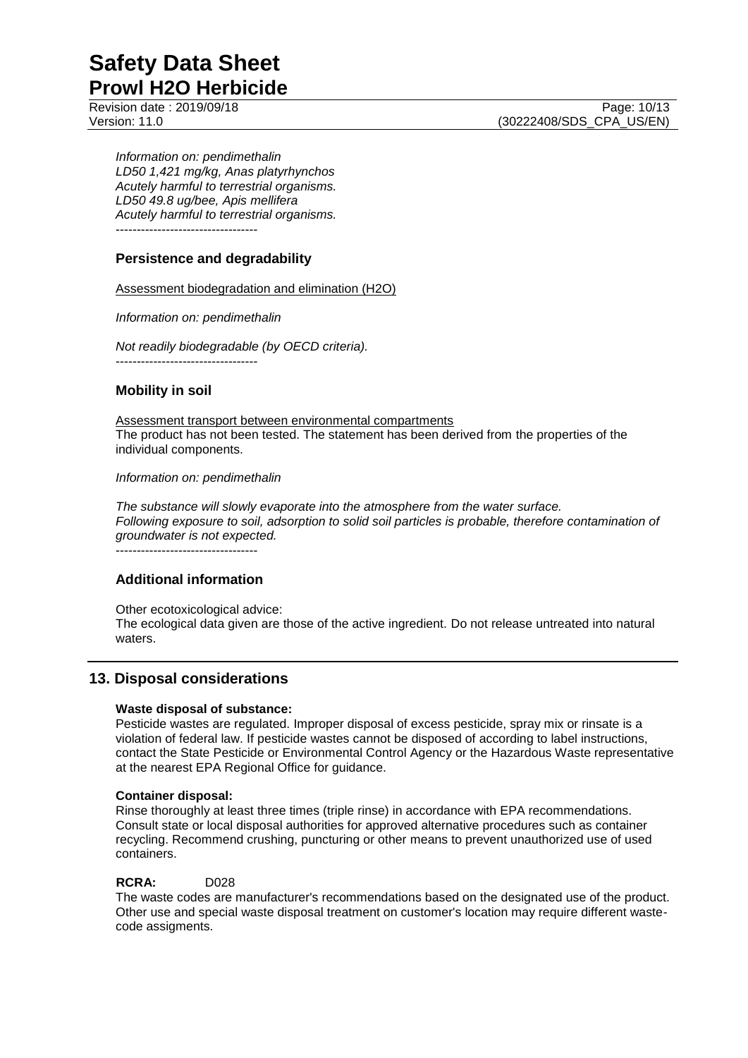*Information on: pendimethalin*
*LD50 1,421 mg/kg, Anas platyrhynchos*
*Acutely harmful to terrestrial organisms.*
*LD50 49.8 ug/bee, Apis mellifera*
*Acutely harmful to terrestrial organisms.*
----------------------------------

### Persistence and degradability

Assessment biodegradation and elimination (H2O)

*Information on: pendimethalin*

*Not readily biodegradable (by OECD criteria).*
----------------------------------

### Mobility in soil

Assessment transport between environmental compartments
The product has not been tested. The statement has been derived from the properties of the individual components.

*Information on: pendimethalin*

*The substance will slowly evaporate into the atmosphere from the water surface.*
*Following exposure to soil, adsorption to solid soil particles is probable, therefore contamination of groundwater is not expected.*
----------------------------------

### Additional information

Other ecotoxicological advice:
The ecological data given are those of the active ingredient. Do not release untreated into natural waters.

## 13. Disposal considerations

**Waste disposal of substance:**
Pesticide wastes are regulated. Improper disposal of excess pesticide, spray mix or rinsate is a violation of federal law. If pesticide wastes cannot be disposed of according to label instructions, contact the State Pesticide or Environmental Control Agency or the Hazardous Waste representative at the nearest EPA Regional Office for guidance.

**Container disposal:**
Rinse thoroughly at least three times (triple rinse) in accordance with EPA recommendations. Consult state or local disposal authorities for approved alternative procedures such as container recycling. Recommend crushing, puncturing or other means to prevent unauthorized use of used containers.

**RCRA:** D028
The waste codes are manufacturer's recommendations based on the designated use of the product. Other use and special waste disposal treatment on customer's location may require different waste-code assigments.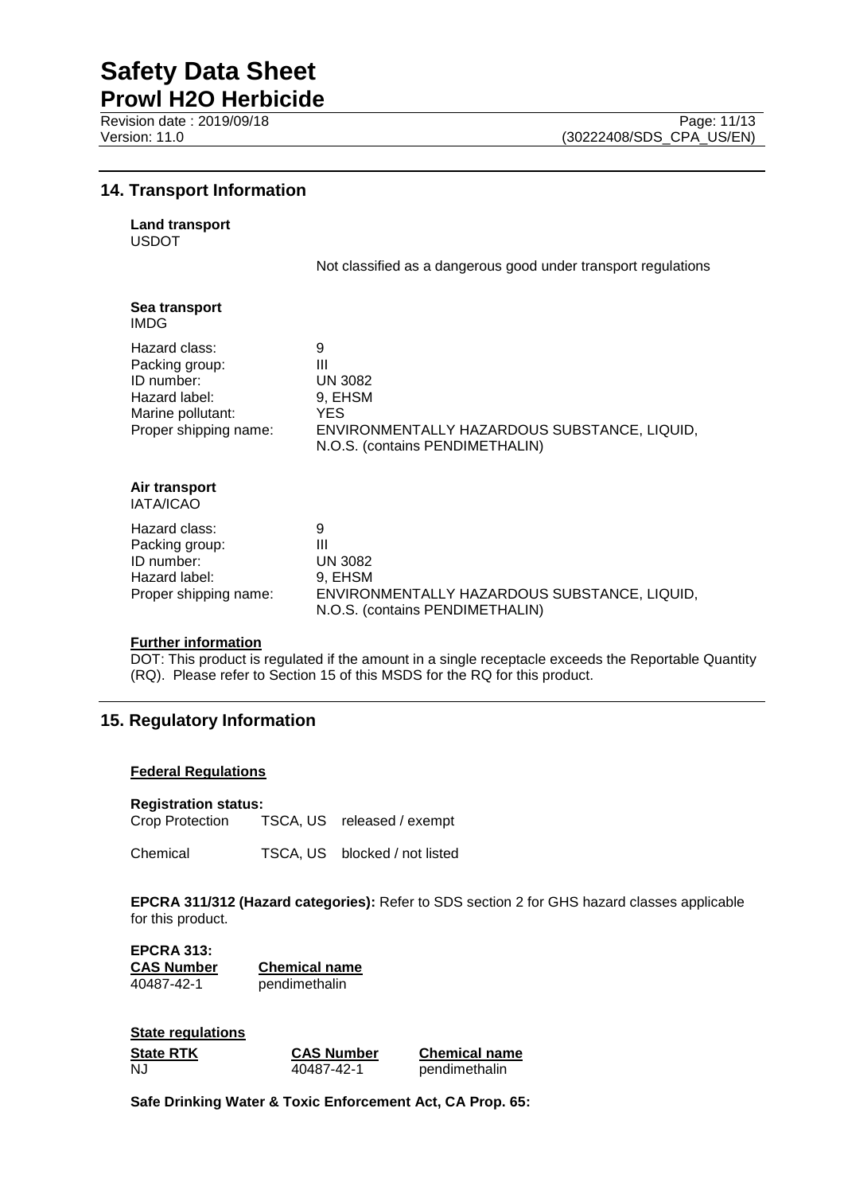## 14. Transport Information

**Land transport**
USDOT

Not classified as a dangerous good under transport regulations

**Sea transport**
IMDG

| | |
|---|---|
| Hazard class: | 9 |
| Packing group: | III |
| ID number: | UN 3082 |
| Hazard label: | 9, EHSM |
| Marine pollutant: | YES |
| Proper shipping name: | ENVIRONMENTALLY HAZARDOUS SUBSTANCE, LIQUID, N.O.S. (contains PENDIMETHALIN) |

**Air transport**
IATA/ICAO

| | |
|---|---|
| Hazard class: | 9 |
| Packing group: | III |
| ID number: | UN 3082 |
| Hazard label: | 9, EHSM |
| Proper shipping name: | ENVIRONMENTALLY HAZARDOUS SUBSTANCE, LIQUID, N.O.S. (contains PENDIMETHALIN) |

**Further information**

DOT: This product is regulated if the amount in a single receptacle exceeds the Reportable Quantity (RQ). Please refer to Section 15 of this MSDS for the RQ for this product.

## 15. Regulatory Information

**Federal Regulations**

**Registration status:**

| | | |
|---|---|---|
| Crop Protection | TSCA, US | released / exempt |
| Chemical | TSCA, US | blocked / not listed |

**EPCRA 311/312 (Hazard categories):** Refer to SDS section 2 for GHS hazard classes applicable for this product.

**EPCRA 313:**

| CAS Number | Chemical name |
|---|---|
| 40487-42-1 | pendimethalin |

**State regulations**

| State RTK | CAS Number | Chemical name |
|---|---|---|
| NJ | 40487-42-1 | pendimethalin |

**Safe Drinking Water & Toxic Enforcement Act, CA Prop. 65:**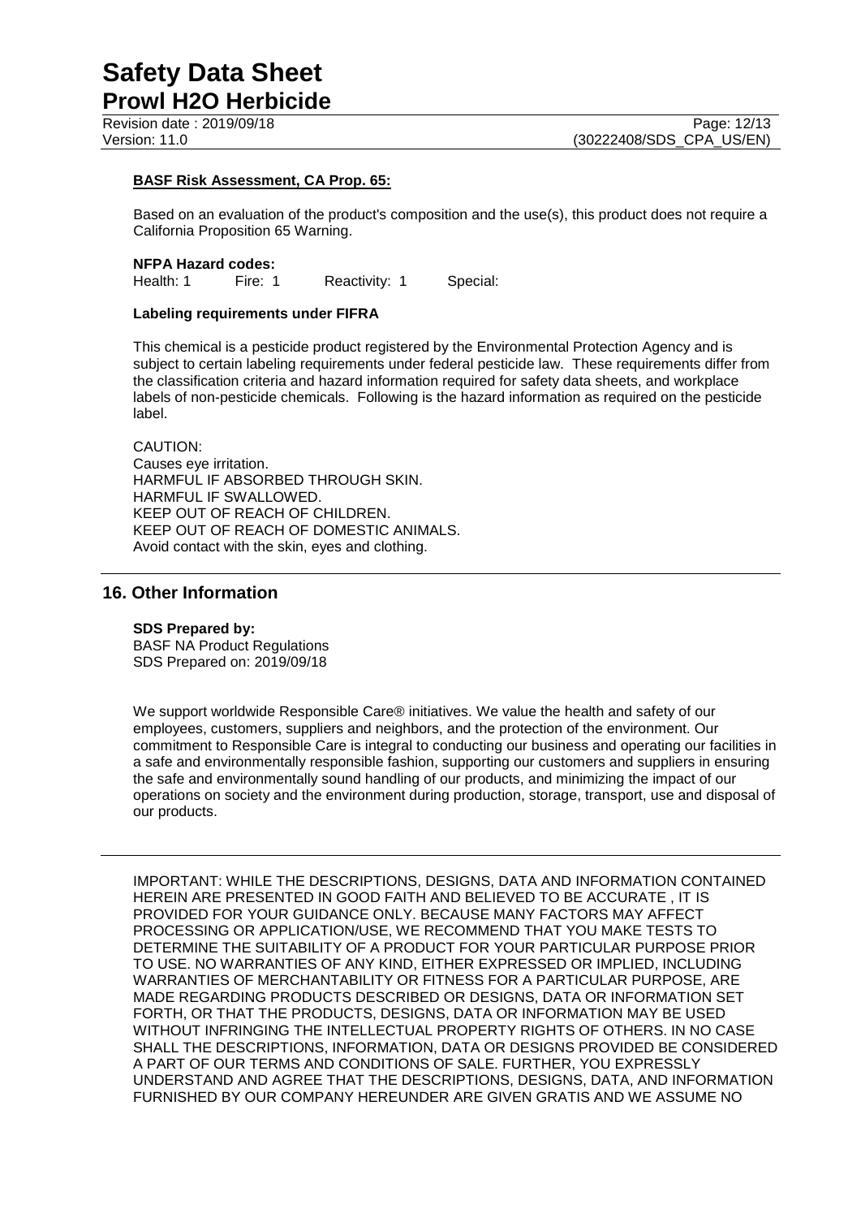**BASF Risk Assessment, CA Prop. 65:**

Based on an evaluation of the product's composition and the use(s), this product does not require a California Proposition 65 Warning.

**NFPA Hazard codes:**

Health: 1 Fire: 1 Reactivity: 1 Special:

**Labeling requirements under FIFRA**

This chemical is a pesticide product registered by the Environmental Protection Agency and is subject to certain labeling requirements under federal pesticide law. These requirements differ from the classification criteria and hazard information required for safety data sheets, and workplace labels of non-pesticide chemicals. Following is the hazard information as required on the pesticide label.

CAUTION:
Causes eye irritation.
HARMFUL IF ABSORBED THROUGH SKIN.
HARMFUL IF SWALLOWED.
KEEP OUT OF REACH OF CHILDREN.
KEEP OUT OF REACH OF DOMESTIC ANIMALS.
Avoid contact with the skin, eyes and clothing.

## 16. Other Information

**SDS Prepared by:**
BASF NA Product Regulations
SDS Prepared on: 2019/09/18

We support worldwide Responsible Care® initiatives. We value the health and safety of our employees, customers, suppliers and neighbors, and the protection of the environment. Our commitment to Responsible Care is integral to conducting our business and operating our facilities in a safe and environmentally responsible fashion, supporting our customers and suppliers in ensuring the safe and environmentally sound handling of our products, and minimizing the impact of our operations on society and the environment during production, storage, transport, use and disposal of our products.

IMPORTANT: WHILE THE DESCRIPTIONS, DESIGNS, DATA AND INFORMATION CONTAINED HEREIN ARE PRESENTED IN GOOD FAITH AND BELIEVED TO BE ACCURATE , IT IS PROVIDED FOR YOUR GUIDANCE ONLY. BECAUSE MANY FACTORS MAY AFFECT PROCESSING OR APPLICATION/USE, WE RECOMMEND THAT YOU MAKE TESTS TO DETERMINE THE SUITABILITY OF A PRODUCT FOR YOUR PARTICULAR PURPOSE PRIOR TO USE. NO WARRANTIES OF ANY KIND, EITHER EXPRESSED OR IMPLIED, INCLUDING WARRANTIES OF MERCHANTABILITY OR FITNESS FOR A PARTICULAR PURPOSE, ARE MADE REGARDING PRODUCTS DESCRIBED OR DESIGNS, DATA OR INFORMATION SET FORTH, OR THAT THE PRODUCTS, DESIGNS, DATA OR INFORMATION MAY BE USED WITHOUT INFRINGING THE INTELLECTUAL PROPERTY RIGHTS OF OTHERS. IN NO CASE SHALL THE DESCRIPTIONS, INFORMATION, DATA OR DESIGNS PROVIDED BE CONSIDERED A PART OF OUR TERMS AND CONDITIONS OF SALE. FURTHER, YOU EXPRESSLY UNDERSTAND AND AGREE THAT THE DESCRIPTIONS, DESIGNS, DATA, AND INFORMATION FURNISHED BY OUR COMPANY HEREUNDER ARE GIVEN GRATIS AND WE ASSUME NO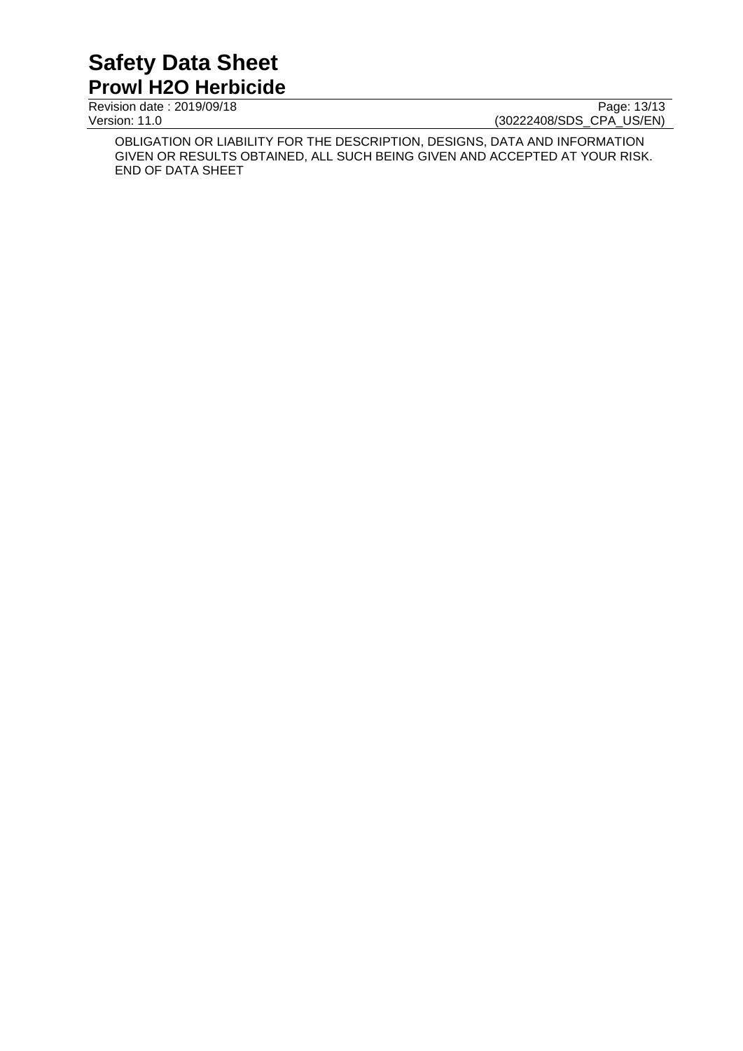OBLIGATION OR LIABILITY FOR THE DESCRIPTION, DESIGNS, DATA AND INFORMATION GIVEN OR RESULTS OBTAINED, ALL SUCH BEING GIVEN AND ACCEPTED AT YOUR RISK.
END OF DATA SHEET